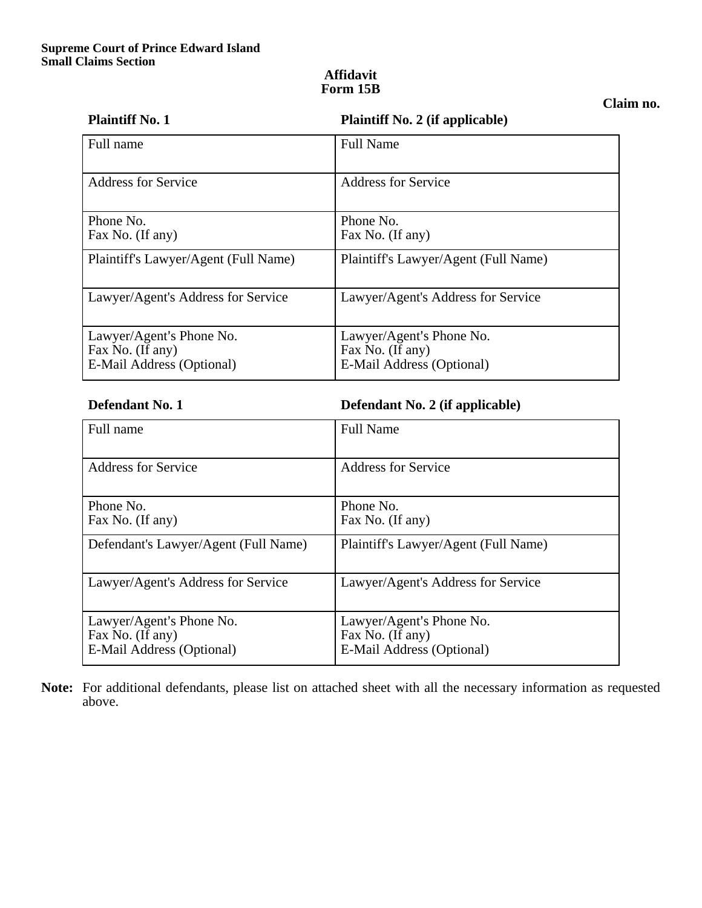**Supreme Court of Prince Edward Island**
**Small Claims Section**

**Affidavit**
**Form 15B**

**Claim no.**

| **Plaintiff No. 1** | **Plaintiff No. 2 (if applicable)** |
| --- | --- |
| Full name | Full Name |
| Address for Service | Address for Service |
| Phone No.<br>Fax No. (If any) | Phone No.<br>Fax No. (If any) |
| Plaintiff's Lawyer/Agent (Full Name) | Plaintiff's Lawyer/Agent (Full Name) |
| Lawyer/Agent's Address for Service | Lawyer/Agent's Address for Service |
| Lawyer/Agent's Phone No.<br>Fax No. (If any)<br>E-Mail Address (Optional) | Lawyer/Agent's Phone No.<br>Fax No. (If any)<br>E-Mail Address (Optional) |

| **Defendant No. 1** | **Defendant No. 2 (if applicable)** |
| --- | --- |
| Full name | Full Name |
| Address for Service | Address for Service |
| Phone No.<br>Fax No. (If any) | Phone No.<br>Fax No. (If any) |
| Defendant's Lawyer/Agent (Full Name) | Plaintiff's Lawyer/Agent (Full Name) |
| Lawyer/Agent's Address for Service | Lawyer/Agent's Address for Service |
| Lawyer/Agent's Phone No.<br>Fax No. (If any)<br>E-Mail Address (Optional) | Lawyer/Agent's Phone No.<br>Fax No. (If any)<br>E-Mail Address (Optional) |

**Note:** For additional defendants, please list on attached sheet with all the necessary information as requested above.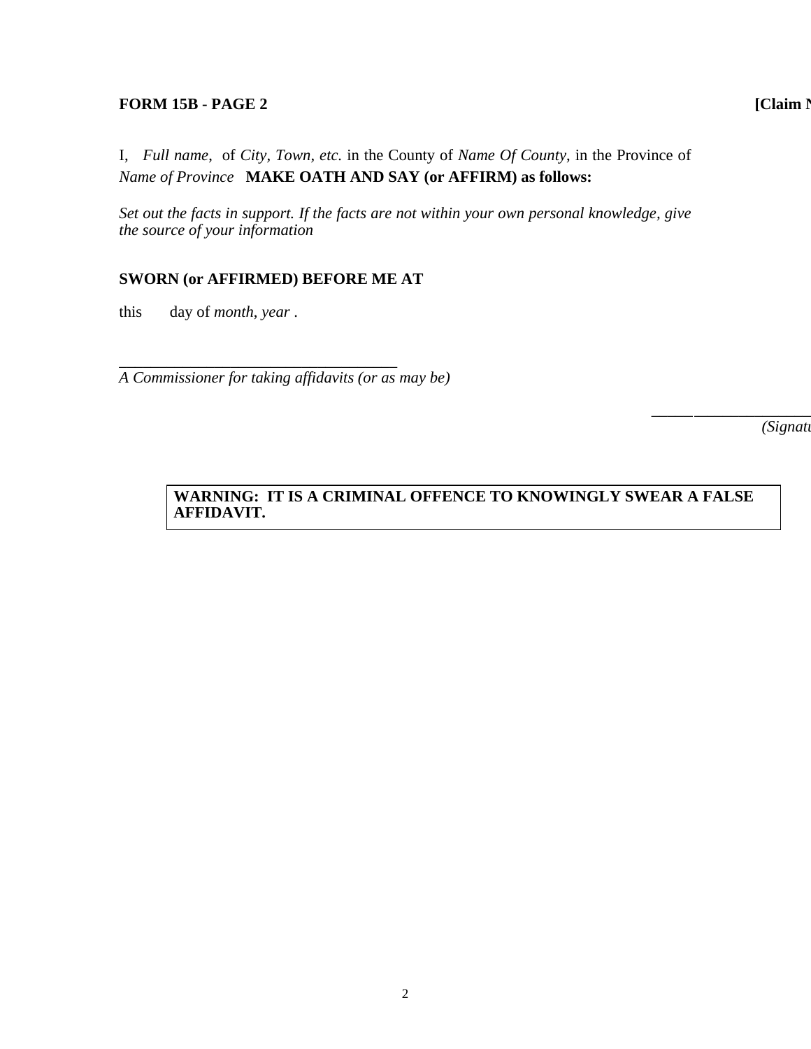**FORM 15B - PAGE 2** **[Claim N**

I, *Full name*, of *City, Town, etc.* in the County of *Name Of County*, in the Province of *Name of Province* **MAKE OATH AND SAY (or AFFIRM) as follows:**

*Set out the facts in support. If the facts are not within your own personal knowledge, give the source of your information*

**SWORN (or AFFIRMED) BEFORE ME AT**

this day of *month*, *year* .

_____________________________________
*A Commissioner for taking affidavits (or as may be)*

_____________________
*(Signatu*

| |
|---|
| **WARNING: IT IS A CRIMINAL OFFENCE TO KNOWINGLY SWEAR A FALSE AFFIDAVIT.** |